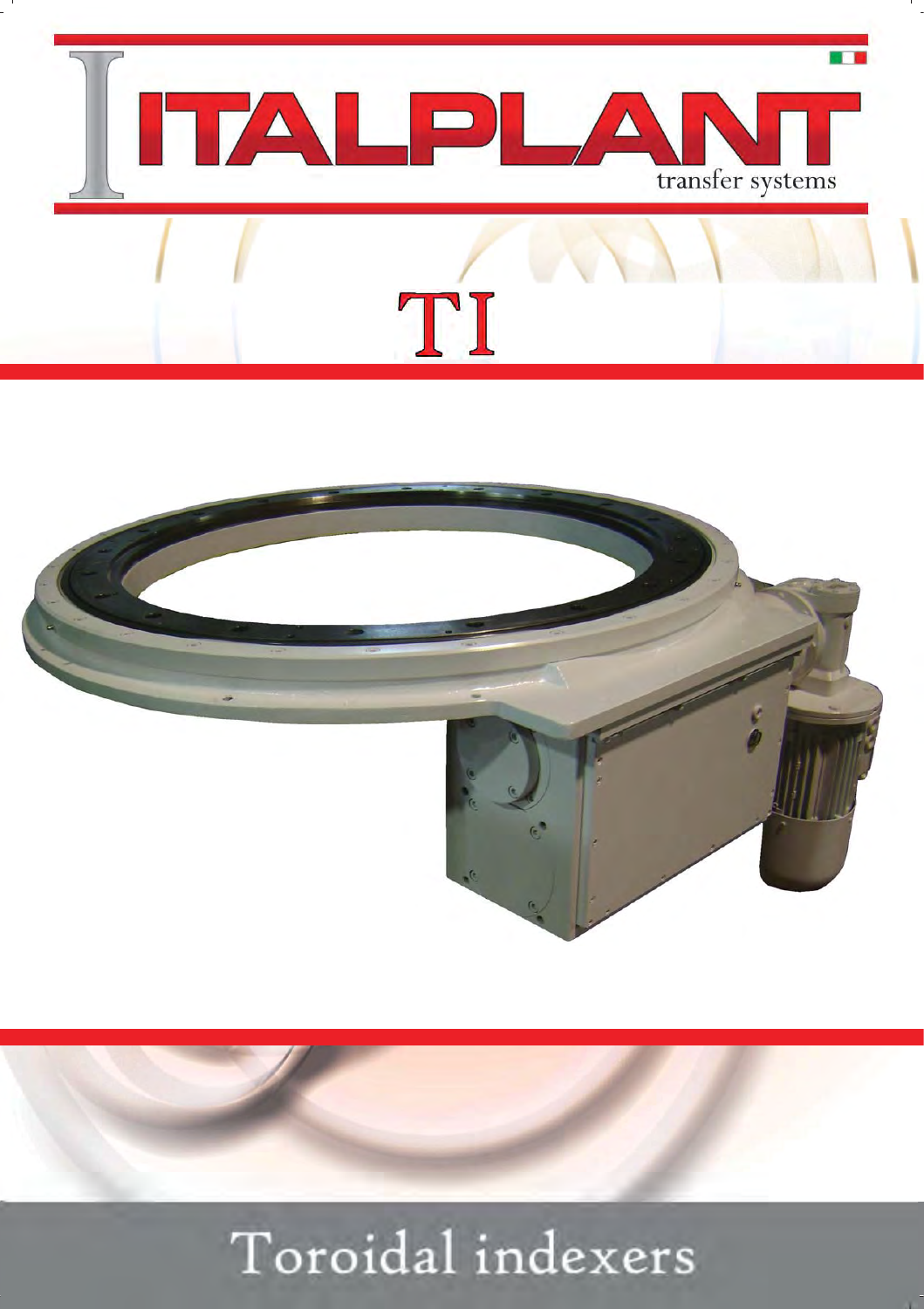# ITALPLANT

transfer systems

# TI

## Toroidal indexers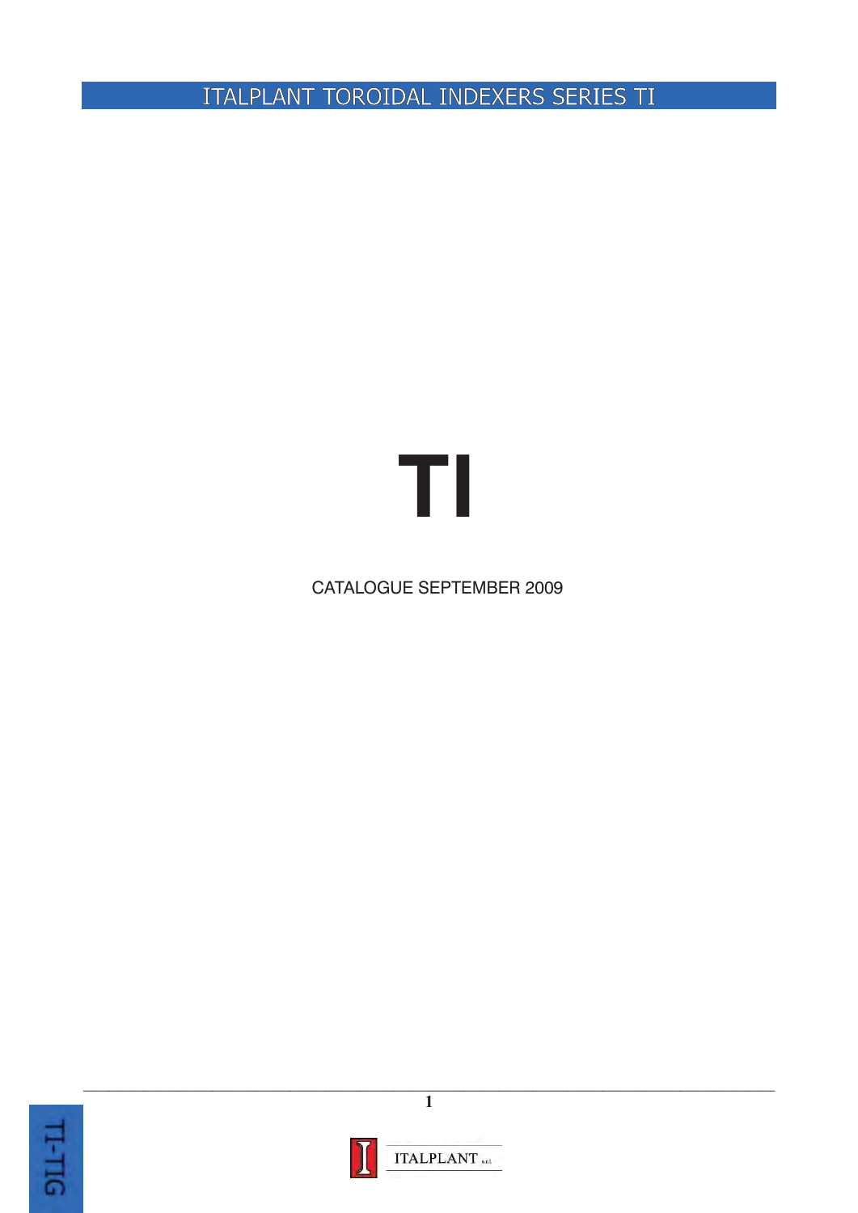# ITALPLANT TOROIDAL INDEXERS SERIES TI

# TI

CATALOGUE SEPTEMBER 2009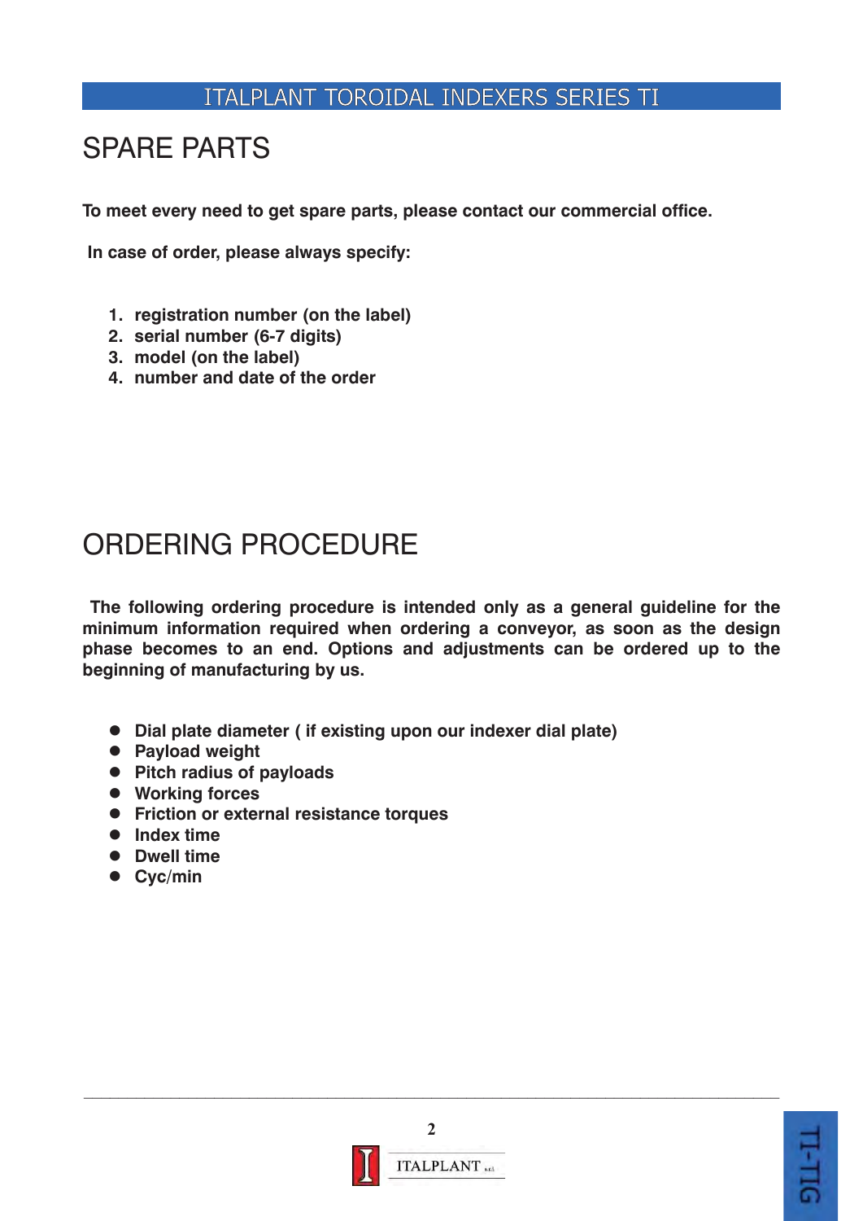## SPARE PARTS

**To meet every need to get spare parts, please contact our commercial office.**

**In case of order, please always specify:**

1. **registration number (on the label)**
2. **serial number (6-7 digits)**
3. **model (on the label)**
4. **number and date of the order**

## ORDERING PROCEDURE

**The following ordering procedure is intended only as a general guideline for the minimum information required when ordering a conveyor, as soon as the design phase becomes to an end. Options and adjustments can be ordered up to the beginning of manufacturing by us.**

- **Dial plate diameter ( if existing upon our indexer dial plate)**
- **Payload weight**
- **Pitch radius of payloads**
- **Working forces**
- **Friction or external resistance torques**
- **Index time**
- **Dwell time**
- **Cyc/min**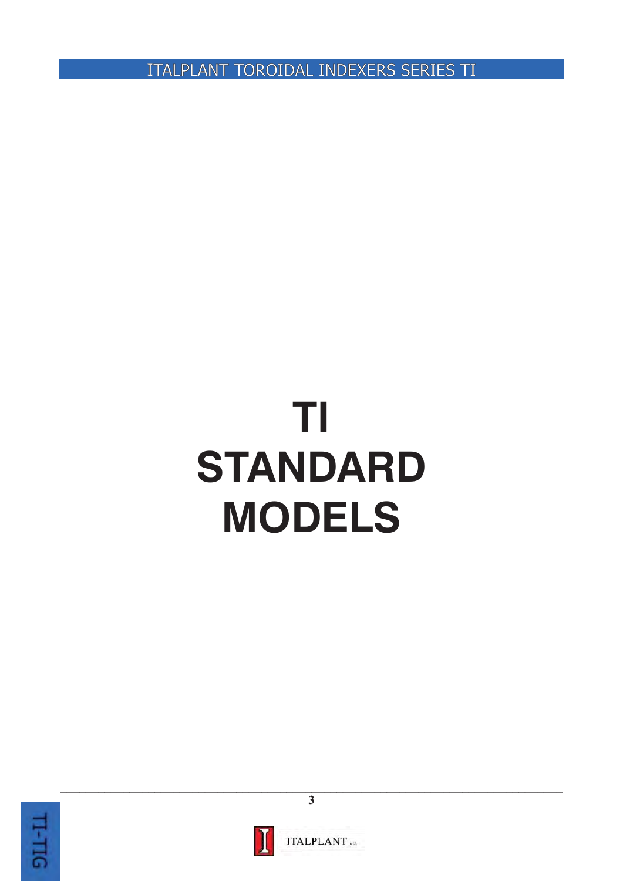# TI STANDARD MODELS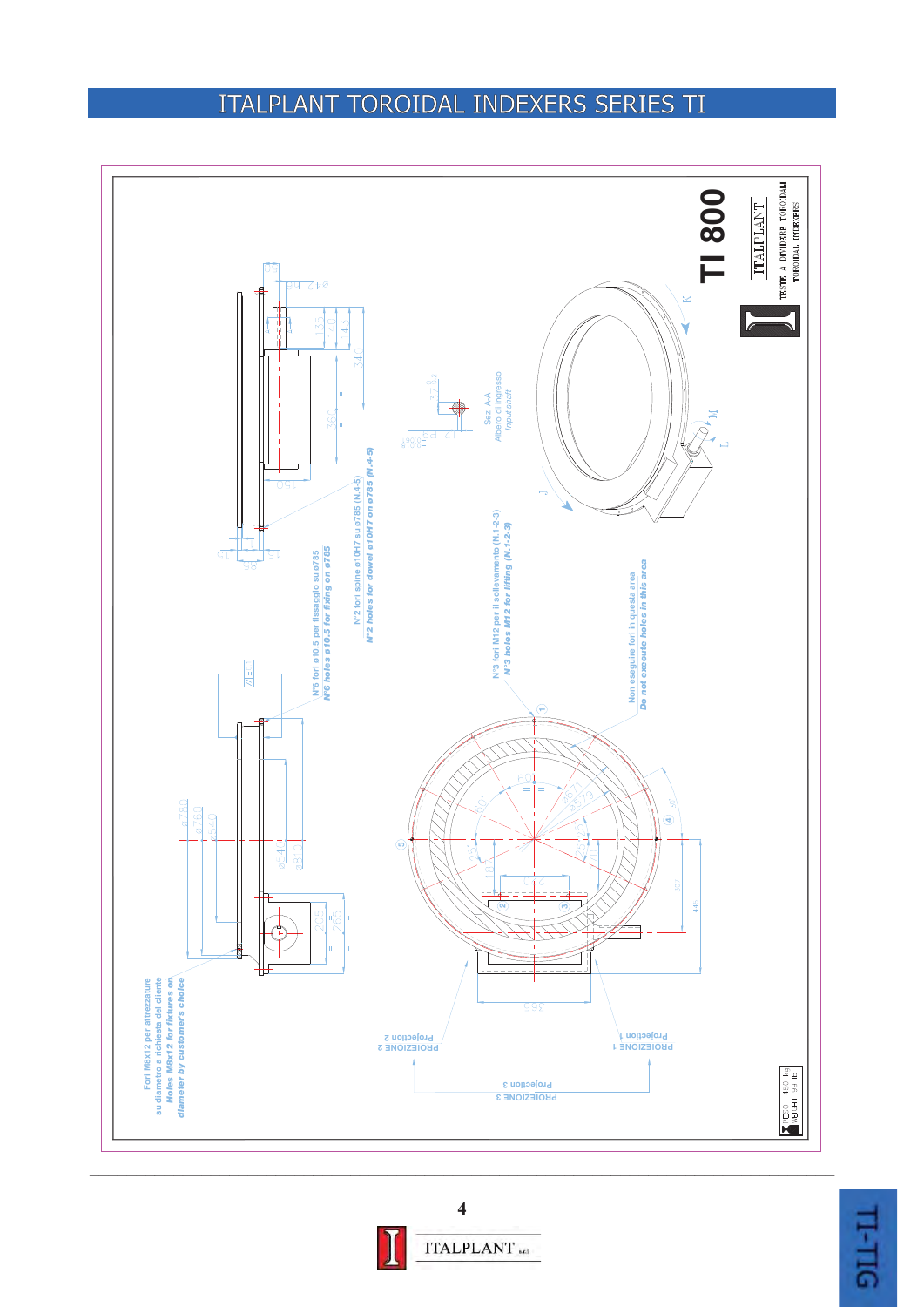# ITALPLANT TOROIDAL INDEXERS SERIES TI

**TI 800**

ITALPLANT

TESTE A DIVISIONE TOROIDALI
TOROIDAL INDEXERS

Fori M8x12 per attrezzature su diametro a richiesta del cliente
*Holes M8x12 for fixtures on diameter by customer's choice*

N°6 fori ø10.5 per fissaggio su ø785
*N°6 holes ø10.5 for fixing on ø785*

N°2 fori spine ø10H7 su ø785 (N.4-5)
*N°2 holes for dowel ø10H7 on ø785 (N.4-5)*

N°3 fori M12 per il sollevamento (N.1-2-3)
*N°3 holes M12 for lifting (N.1-2-3)*

Non eseguire fori in questa area
*Do not execute holes in this area*

Sez. A-A
Albero di ingresso
*Input shaft*

PROIEZIONE 1
*Projection 1*

PROIEZIONE 2
*Projection 2*

PROIEZIONE 3
*Projection 3*

PESO 450 kg
WEIGHT 99 lb

TI-TIG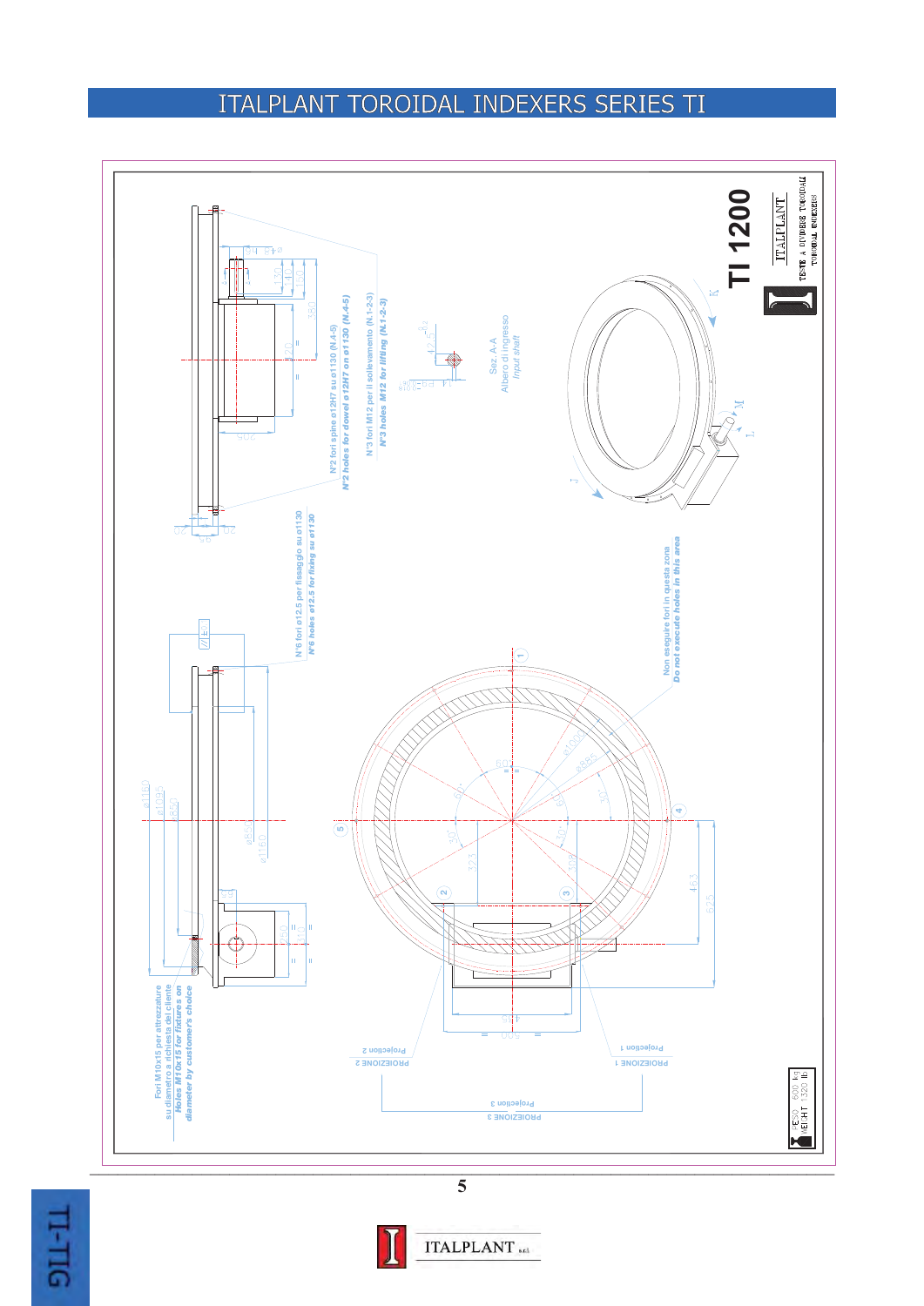# ITALPLANT TOROIDAL INDEXERS SERIES TI

**TI 1200**

ITALPLANT

TESTE A DIVISORE TOROIDALI
TOROIDAL INDEXERS

N°2 fori spine ø12H7 su ø1130 (N.4-5)
*N°2 holes for dowel ø12H7 on ø1130 (N.4-5)*

N°3 fori M12 per il sollevamento (N.1-2-3)
*N°3 holes M12 for lifting (N.1-2-3)*

Sez. A-A
Albero di ingresso
*Input shaft*

N°6 fori ø12.5 per fissaggio su ø1130
*N°6 holes ø12.5 for fixing su ø1130*

Non eseguire fori in questa zona
*Do not execute holes in this area*

Fori M10x15 per attrezzature su diametro a richiesta del cliente
*Holes M10x15 for fixtures on diameter by customer's choice*

PROIEZIONE 1
Projection 1

PROIEZIONE 2
Projection 2

PROIEZIONE 3
Projection 3

PESO 600 Kg
WEIGHT 1320 lb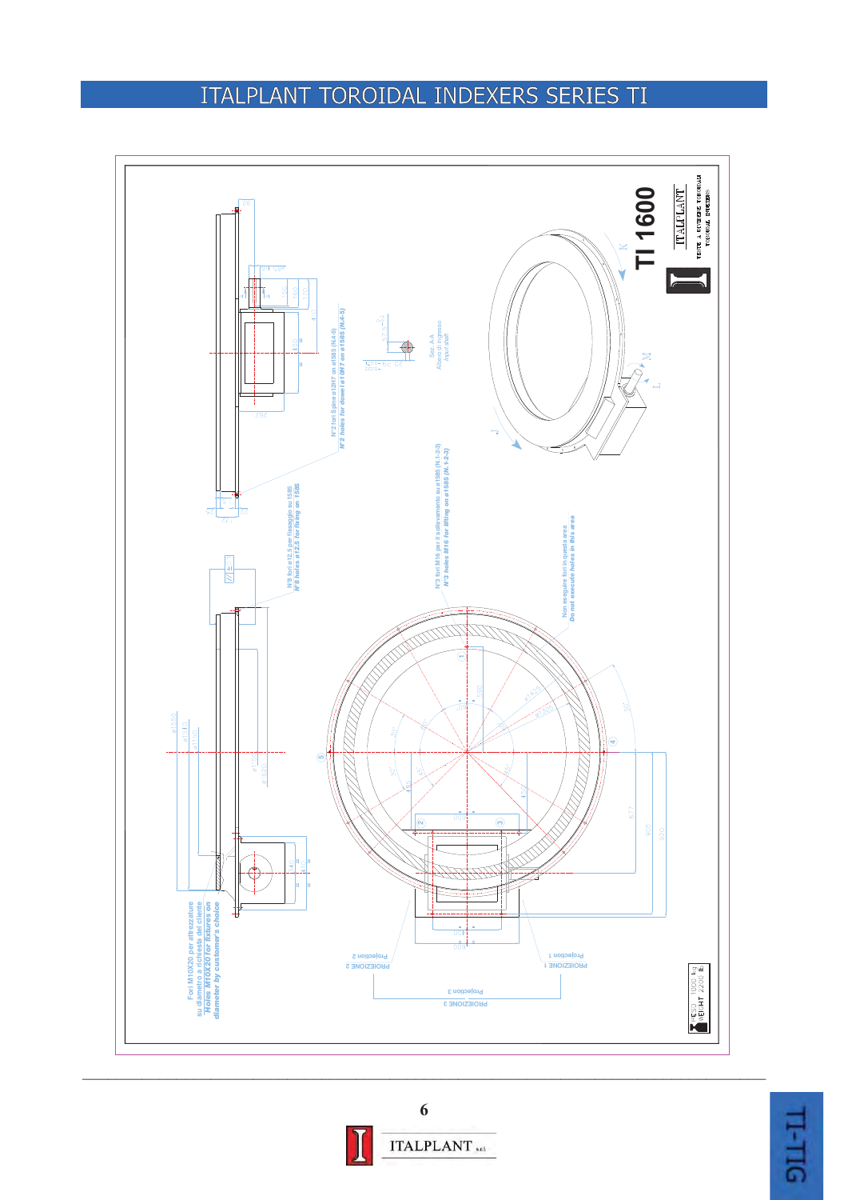# ITALPLANT TOROIDAL INDEXERS SERIES TI

**TI 1600**

ITALPLANT – TAVOLE A DIVISORE TOROIDALI – TOROIDAL INDEXERS

PESO 1000 kg
WEIGHT 2200 lb

Fori M10X20 per attrezzature su diametro a richiesta del cliente
*Holes M10X20 for fixtures on diameter by customer's choice*

N°8 fori ø12.5 per fissaggio su 1585
*N°8 holes ø12.5 for fixing on 1585*

N°2 fori Spine ø12H7 on ø1585 (N.4-5)
*N°2 holes for dowel ø10H7 on ø1585 (N.4-5)*

N°3 fori M16 per il sollevamento su ø1585 (N.1-2-3)
*N°3 holes M16 for lifting on ø1585 (N.1-2-3)*

Non eseguire fori in questa area
*Do not execute holes in this area*

Sez. A-A
Albero di ingresso
Input shaft

PROIEZIONE 1 – Projection 1

PROIEZIONE 2 – Projection 2

PROIEZIONE 3 – Projection 3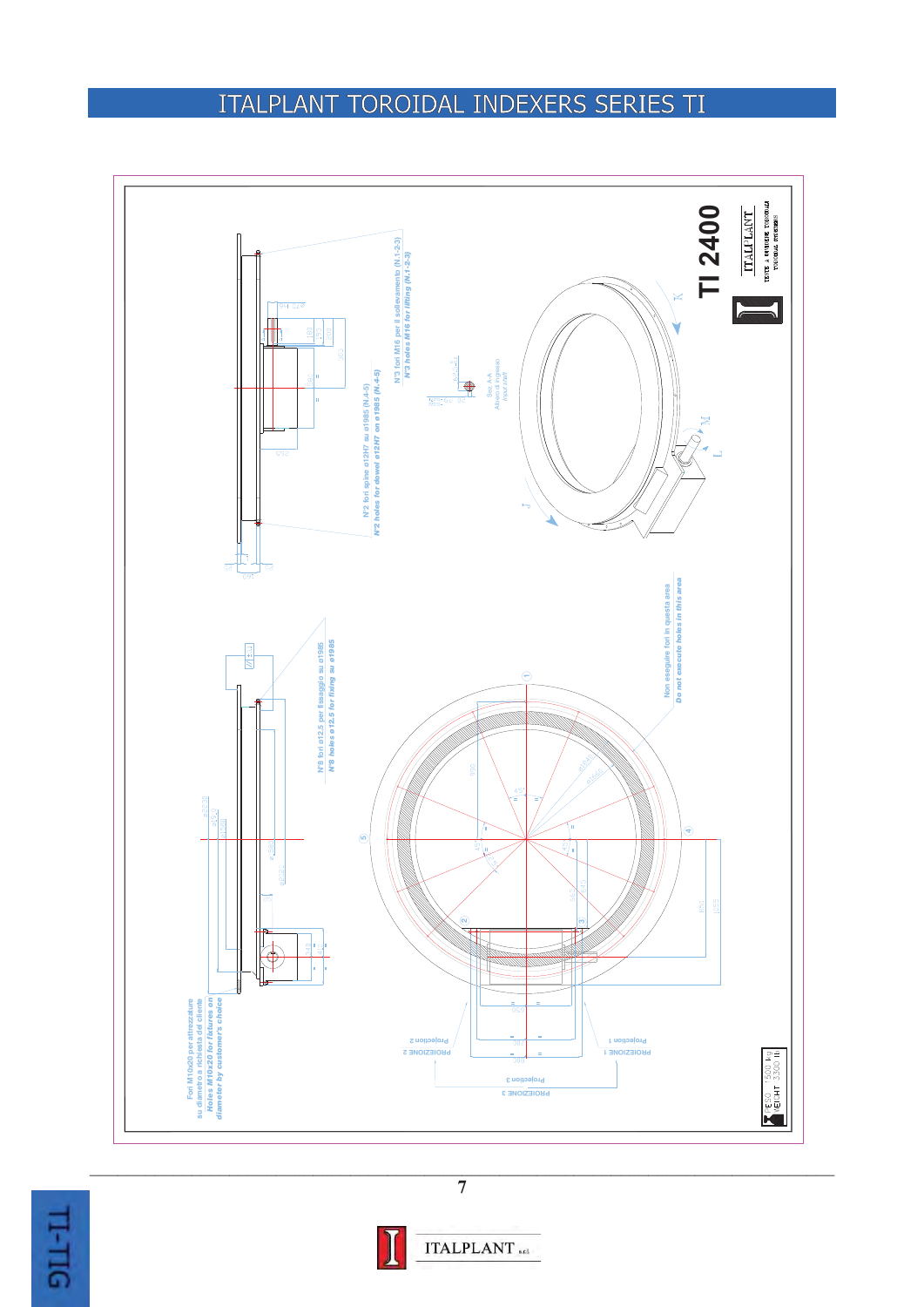# ITALPLANT TOROIDAL INDEXERS SERIES TI

**TI 2400**

ITALPLANT

TESTE A DIVISIONE TOROIDALI
TOROIDAL INDEXERS

PESO 1500 kg
WEIGHT 3300 lb

Fori M10x20 per attrezzature su diametro a richiesta del cliente
*Holes M10x20 for fixtures on diameter by customer's choice*

N°8 fori ø12,5 per fissaggio su ø1985
*N°8 holes ø12,5 for fixing su ø1985*

N°2 fori spine ø12H7 su ø1985 (N.4-5)
*N°2 holes for dowel ø12H7 on ø1985 (N.4-5)*

N°3 fori M16 per il sollevamento (N.1-2-3)
*N°3 holes M16 for lifting (N.1-2-3)*

Non eseguire fori in questa area
*Do not execute holes in this area*

Sez. A-A
Albero di ingresso
Input shaft

PROIEZIONE 1
Projection 1

PROIEZIONE 2
Projection 2

PROIEZIONE 3
Projection 3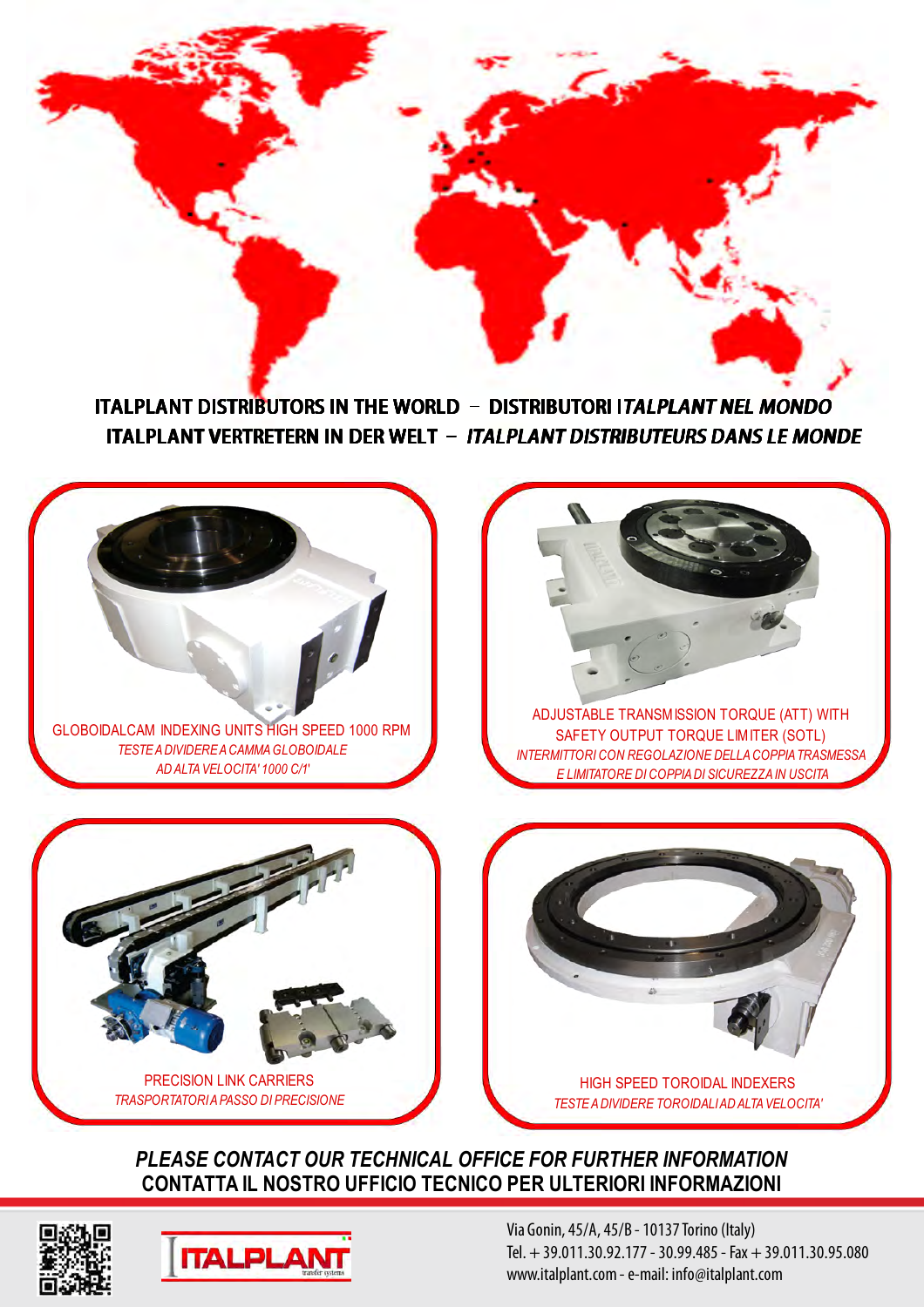## ITALPLANT DISTRIBUTORS IN THE WORLD – DISTRIBUTORI I*TALPLANT NEL MONDO*

## ITALPLANT VERTRETERN IN DER WELT – *ITALPLANT DISTRIBUTEURS DANS LE MONDE*

GLOBOIDALCAM INDEXING UNITS HIGH SPEED 1000 RPM

*TESTE A DIVIDERE A CAMMA GLOBOIDALE AD ALTA VELOCITA' 1000 C/1'*

ADJUSTABLE TRANSMISSION TORQUE (ATT) WITH SAFETY OUTPUT TORQUE LIMITER (SOTL)

*INTERMITTORI CON REGOLAZIONE DELLA COPPIA TRASMESSA E LIMITATORE DI COPPIA DI SICUREZZA IN USCITA*

PRECISION LINK CARRIERS

*TRASPORTATORI A PASSO DI PRECISIONE*

HIGH SPEED TOROIDAL INDEXERS

*TESTE A DIVIDERE TOROIDALI AD ALTA VELOCITA'*

***PLEASE CONTACT OUR TECHNICAL OFFICE FOR FURTHER INFORMATION***

**CONTATTA IL NOSTRO UFFICIO TECNICO PER ULTERIORI INFORMAZIONI**

ITALPLANT transfer systems

Via Gonin, 45/A, 45/B - 10137 Torino (Italy)
Tel. + 39.011.30.92.177 - 30.99.485 - Fax + 39.011.30.95.080
www.italplant.com - e-mail: info@italplant.com